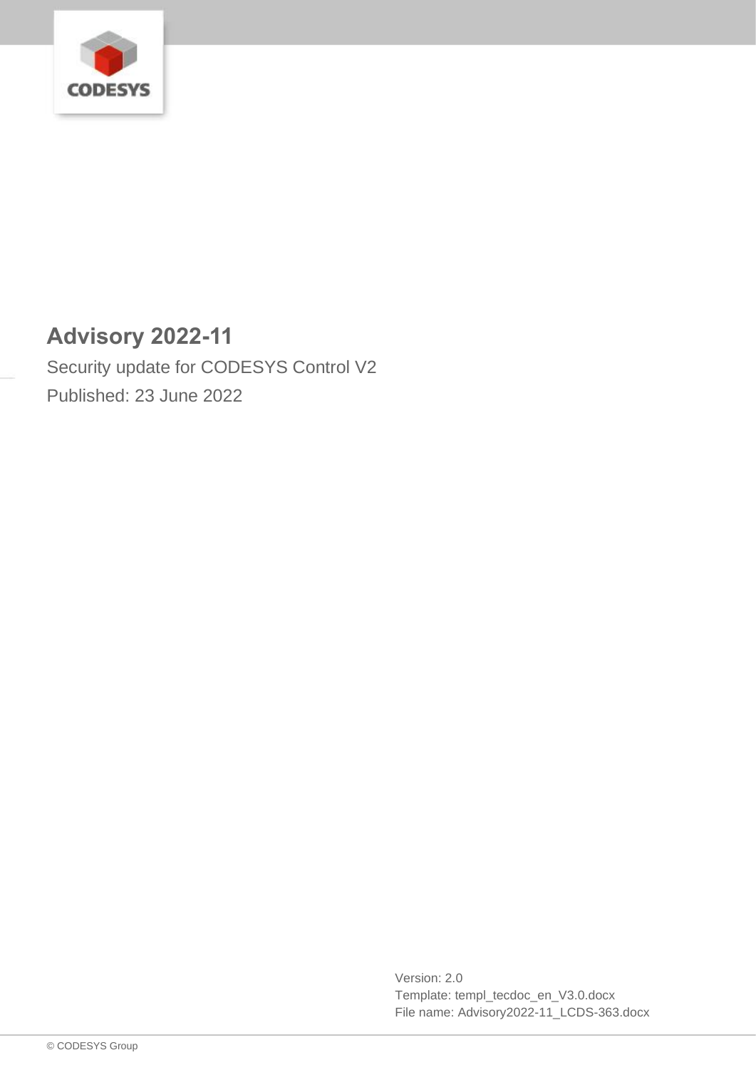# Advisory 2022-11

Security update for CODESYS Control V2

Published: 23 June 2022

Version: 2.0

Template: templ_tecdoc_en_V3.0.docx

File name: Advisory2022-11_LCDS-363.docx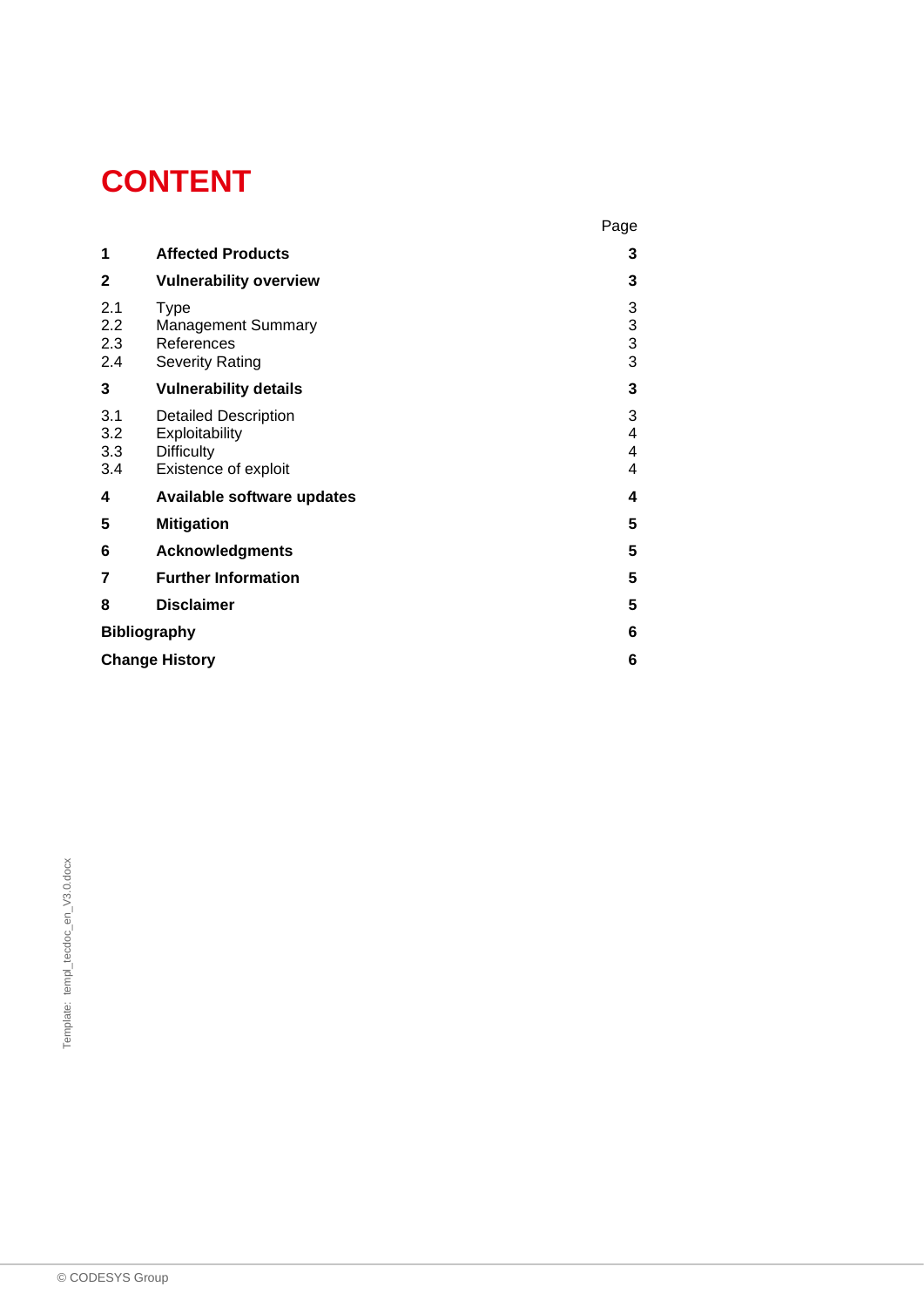# CONTENT

| | | Page |
|---|---|---|
| **1** | **Affected Products** | **3** |
| **2** | **Vulnerability overview** | **3** |
| 2.1 | Type | 3 |
| 2.2 | Management Summary | 3 |
| 2.3 | References | 3 |
| 2.4 | Severity Rating | 3 |
| **3** | **Vulnerability details** | **3** |
| 3.1 | Detailed Description | 3 |
| 3.2 | Exploitability | 4 |
| 3.3 | Difficulty | 4 |
| 3.4 | Existence of exploit | 4 |
| **4** | **Available software updates** | **4** |
| **5** | **Mitigation** | **5** |
| **6** | **Acknowledgments** | **5** |
| **7** | **Further Information** | **5** |
| **8** | **Disclaimer** | **5** |
| **Bibliography** | | **6** |
| **Change History** | | **6** |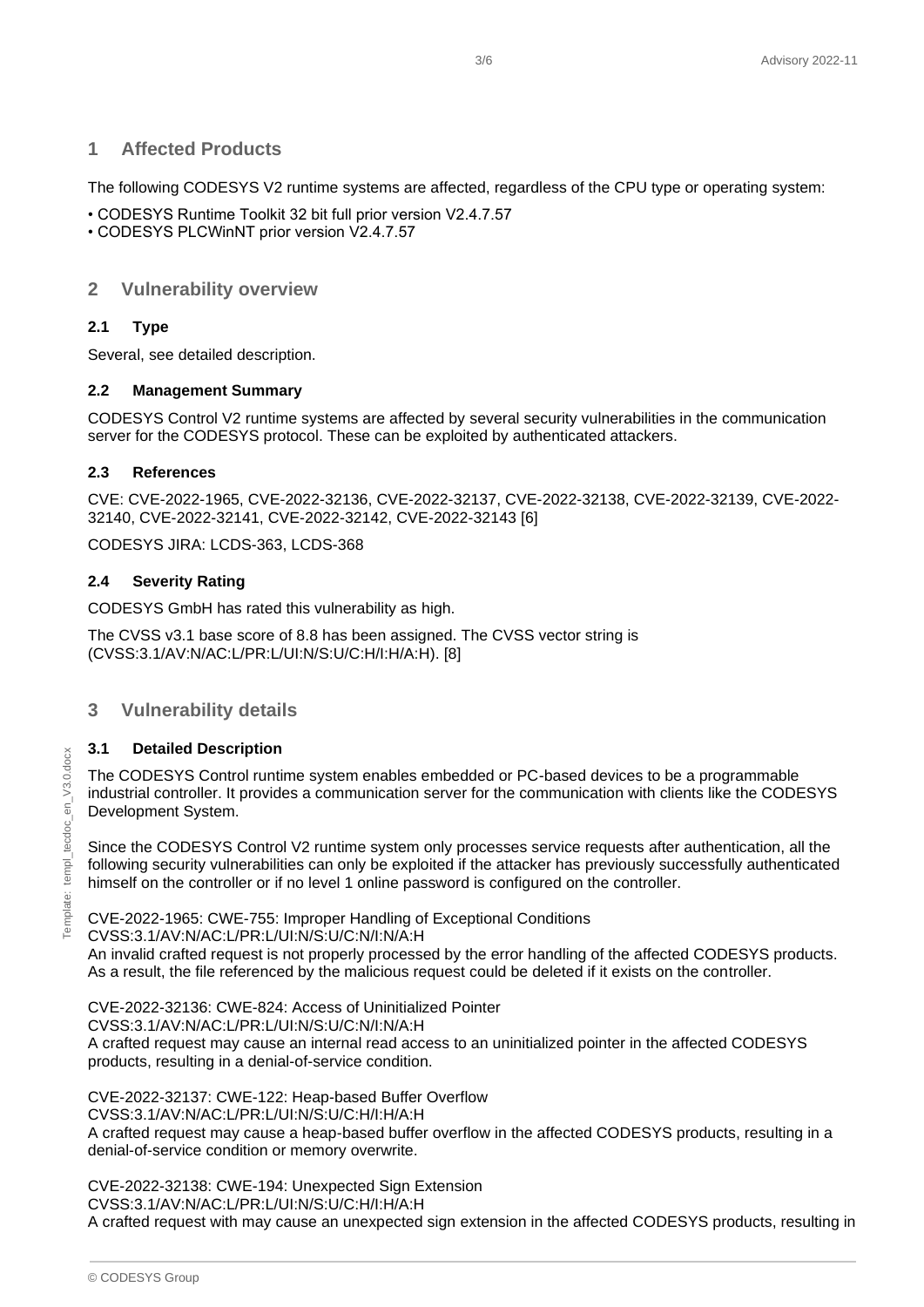# 1 Affected Products

The following CODESYS V2 runtime systems are affected, regardless of the CPU type or operating system:

- CODESYS Runtime Toolkit 32 bit full prior version V2.4.7.57
- CODESYS PLCWinNT prior version V2.4.7.57

# 2 Vulnerability overview

## 2.1 Type

Several, see detailed description.

## 2.2 Management Summary

CODESYS Control V2 runtime systems are affected by several security vulnerabilities in the communication server for the CODESYS protocol. These can be exploited by authenticated attackers.

## 2.3 References

CVE: CVE-2022-1965, CVE-2022-32136, CVE-2022-32137, CVE-2022-32138, CVE-2022-32139, CVE-2022-32140, CVE-2022-32141, CVE-2022-32142, CVE-2022-32143 [6]

CODESYS JIRA: LCDS-363, LCDS-368

## 2.4 Severity Rating

CODESYS GmbH has rated this vulnerability as high.

The CVSS v3.1 base score of 8.8 has been assigned. The CVSS vector string is (CVSS:3.1/AV:N/AC:L/PR:L/UI:N/S:U/C:H/I:H/A:H). [8]

# 3 Vulnerability details

## 3.1 Detailed Description

The CODESYS Control runtime system enables embedded or PC-based devices to be a programmable industrial controller. It provides a communication server for the communication with clients like the CODESYS Development System.

Since the CODESYS Control V2 runtime system only processes service requests after authentication, all the following security vulnerabilities can only be exploited if the attacker has previously successfully authenticated himself on the controller or if no level 1 online password is configured on the controller.

CVE-2022-1965: CWE-755: Improper Handling of Exceptional Conditions
CVSS:3.1/AV:N/AC:L/PR:L/UI:N/S:U/C:N/I:N/A:H
An invalid crafted request is not properly processed by the error handling of the affected CODESYS products. As a result, the file referenced by the malicious request could be deleted if it exists on the controller.

CVE-2022-32136: CWE-824: Access of Uninitialized Pointer
CVSS:3.1/AV:N/AC:L/PR:L/UI:N/S:U/C:N/I:N/A:H
A crafted request may cause an internal read access to an uninitialized pointer in the affected CODESYS products, resulting in a denial-of-service condition.

CVE-2022-32137: CWE-122: Heap-based Buffer Overflow
CVSS:3.1/AV:N/AC:L/PR:L/UI:N/S:U/C:H/I:H/A:H
A crafted request may cause a heap-based buffer overflow in the affected CODESYS products, resulting in a denial-of-service condition or memory overwrite.

CVE-2022-32138: CWE-194: Unexpected Sign Extension
CVSS:3.1/AV:N/AC:L/PR:L/UI:N/S:U/C:H/I:H/A:H
A crafted request with may cause an unexpected sign extension in the affected CODESYS products, resulting in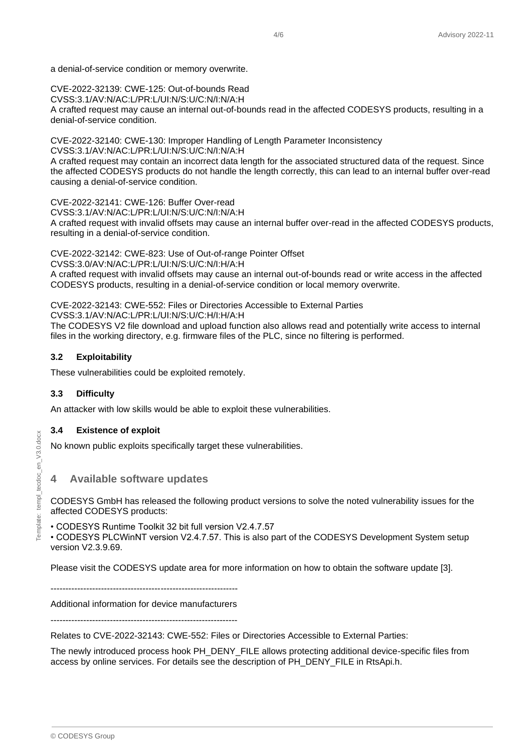a denial-of-service condition or memory overwrite.

CVE-2022-32139: CWE-125: Out-of-bounds Read
CVSS:3.1/AV:N/AC:L/PR:L/UI:N/S:U/C:N/I:N/A:H
A crafted request may cause an internal out-of-bounds read in the affected CODESYS products, resulting in a denial-of-service condition.

CVE-2022-32140: CWE-130: Improper Handling of Length Parameter Inconsistency
CVSS:3.1/AV:N/AC:L/PR:L/UI:N/S:U/C:N/I:N/A:H
A crafted request may contain an incorrect data length for the associated structured data of the request. Since the affected CODESYS products do not handle the length correctly, this can lead to an internal buffer over-read causing a denial-of-service condition.

CVE-2022-32141: CWE-126: Buffer Over-read
CVSS:3.1/AV:N/AC:L/PR:L/UI:N/S:U/C:N/I:N/A:H
A crafted request with invalid offsets may cause an internal buffer over-read in the affected CODESYS products, resulting in a denial-of-service condition.

CVE-2022-32142: CWE-823: Use of Out-of-range Pointer Offset
CVSS:3.0/AV:N/AC:L/PR:L/UI:N/S:U/C:N/I:H/A:H
A crafted request with invalid offsets may cause an internal out-of-bounds read or write access in the affected CODESYS products, resulting in a denial-of-service condition or local memory overwrite.

CVE-2022-32143: CWE-552: Files or Directories Accessible to External Parties
CVSS:3.1/AV:N/AC:L/PR:L/UI:N/S:U/C:H/I:H/A:H
The CODESYS V2 file download and upload function also allows read and potentially write access to internal files in the working directory, e.g. firmware files of the PLC, since no filtering is performed.

### 3.2 Exploitability

These vulnerabilities could be exploited remotely.

### 3.3 Difficulty

An attacker with low skills would be able to exploit these vulnerabilities.

### 3.4 Existence of exploit

No known public exploits specifically target these vulnerabilities.

## 4 Available software updates

CODESYS GmbH has released the following product versions to solve the noted vulnerability issues for the affected CODESYS products:

- CODESYS Runtime Toolkit 32 bit full version V2.4.7.57
- CODESYS PLCWinNT version V2.4.7.57. This is also part of the CODESYS Development System setup version V2.3.9.69.

Please visit the CODESYS update area for more information on how to obtain the software update [3].

---------------------------------------------------------------

Additional information for device manufacturers

---------------------------------------------------------------

Relates to CVE-2022-32143: CWE-552: Files or Directories Accessible to External Parties:

The newly introduced process hook PH_DENY_FILE allows protecting additional device-specific files from access by online services. For details see the description of PH_DENY_FILE in RtsApi.h.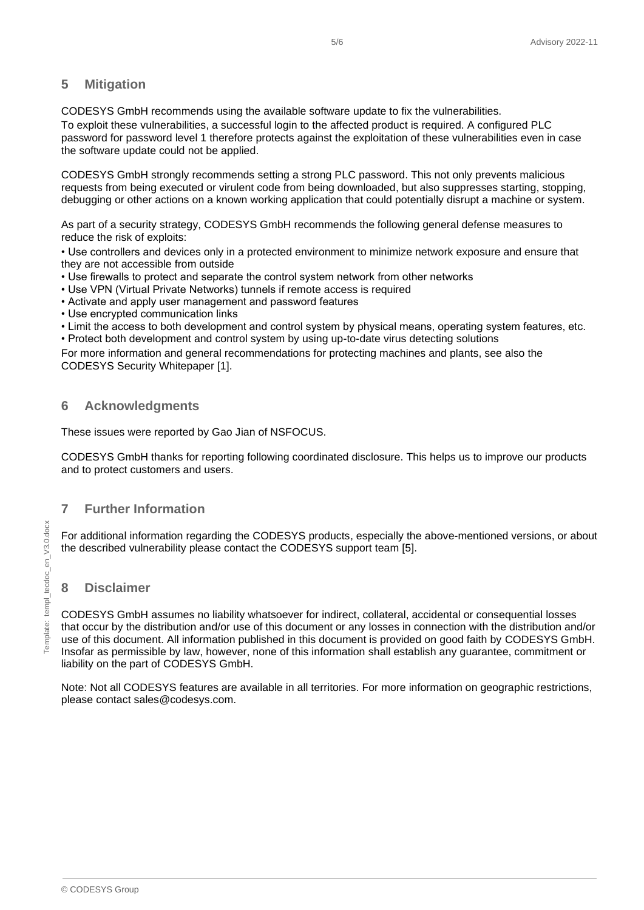## 5 Mitigation

CODESYS GmbH recommends using the available software update to fix the vulnerabilities.
To exploit these vulnerabilities, a successful login to the affected product is required. A configured PLC password for password level 1 therefore protects against the exploitation of these vulnerabilities even in case the software update could not be applied.

CODESYS GmbH strongly recommends setting a strong PLC password. This not only prevents malicious requests from being executed or virulent code from being downloaded, but also suppresses starting, stopping, debugging or other actions on a known working application that could potentially disrupt a machine or system.

As part of a security strategy, CODESYS GmbH recommends the following general defense measures to reduce the risk of exploits:

- Use controllers and devices only in a protected environment to minimize network exposure and ensure that they are not accessible from outside
- Use firewalls to protect and separate the control system network from other networks
- Use VPN (Virtual Private Networks) tunnels if remote access is required
- Activate and apply user management and password features
- Use encrypted communication links
- Limit the access to both development and control system by physical means, operating system features, etc.
- Protect both development and control system by using up-to-date virus detecting solutions

For more information and general recommendations for protecting machines and plants, see also the CODESYS Security Whitepaper [1].

## 6 Acknowledgments

These issues were reported by Gao Jian of NSFOCUS.

CODESYS GmbH thanks for reporting following coordinated disclosure. This helps us to improve our products and to protect customers and users.

## 7 Further Information

For additional information regarding the CODESYS products, especially the above-mentioned versions, or about the described vulnerability please contact the CODESYS support team [5].

## 8 Disclaimer

CODESYS GmbH assumes no liability whatsoever for indirect, collateral, accidental or consequential losses that occur by the distribution and/or use of this document or any losses in connection with the distribution and/or use of this document. All information published in this document is provided on good faith by CODESYS GmbH. Insofar as permissible by law, however, none of this information shall establish any guarantee, commitment or liability on the part of CODESYS GmbH.

Note: Not all CODESYS features are available in all territories. For more information on geographic restrictions, please contact sales@codesys.com.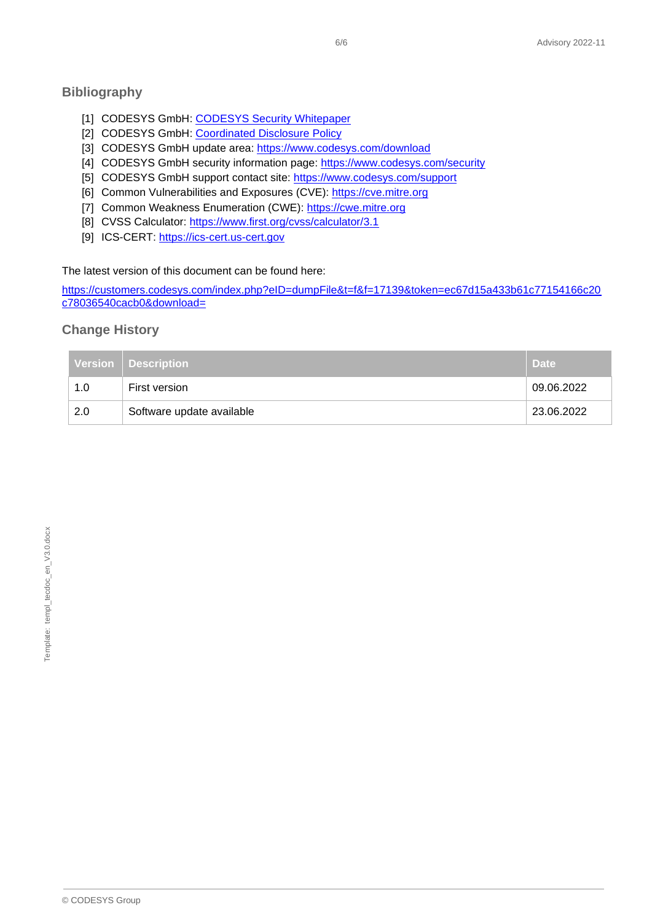## Bibliography

[1] CODESYS GmbH: CODESYS Security Whitepaper
[2] CODESYS GmbH: Coordinated Disclosure Policy
[3] CODESYS GmbH update area: https://www.codesys.com/download
[4] CODESYS GmbH security information page: https://www.codesys.com/security
[5] CODESYS GmbH support contact site: https://www.codesys.com/support
[6] Common Vulnerabilities and Exposures (CVE): https://cve.mitre.org
[7] Common Weakness Enumeration (CWE): https://cwe.mitre.org
[8] CVSS Calculator: https://www.first.org/cvss/calculator/3.1
[9] ICS-CERT: https://ics-cert.us-cert.gov

The latest version of this document can be found here:

https://customers.codesys.com/index.php?eID=dumpFile&t=f&f=17139&token=ec67d15a433b61c77154166c20c78036540cacb0&download=

## Change History

| Version | Description | Date |
|---|---|---|
| 1.0 | First version | 09.06.2022 |
| 2.0 | Software update available | 23.06.2022 |